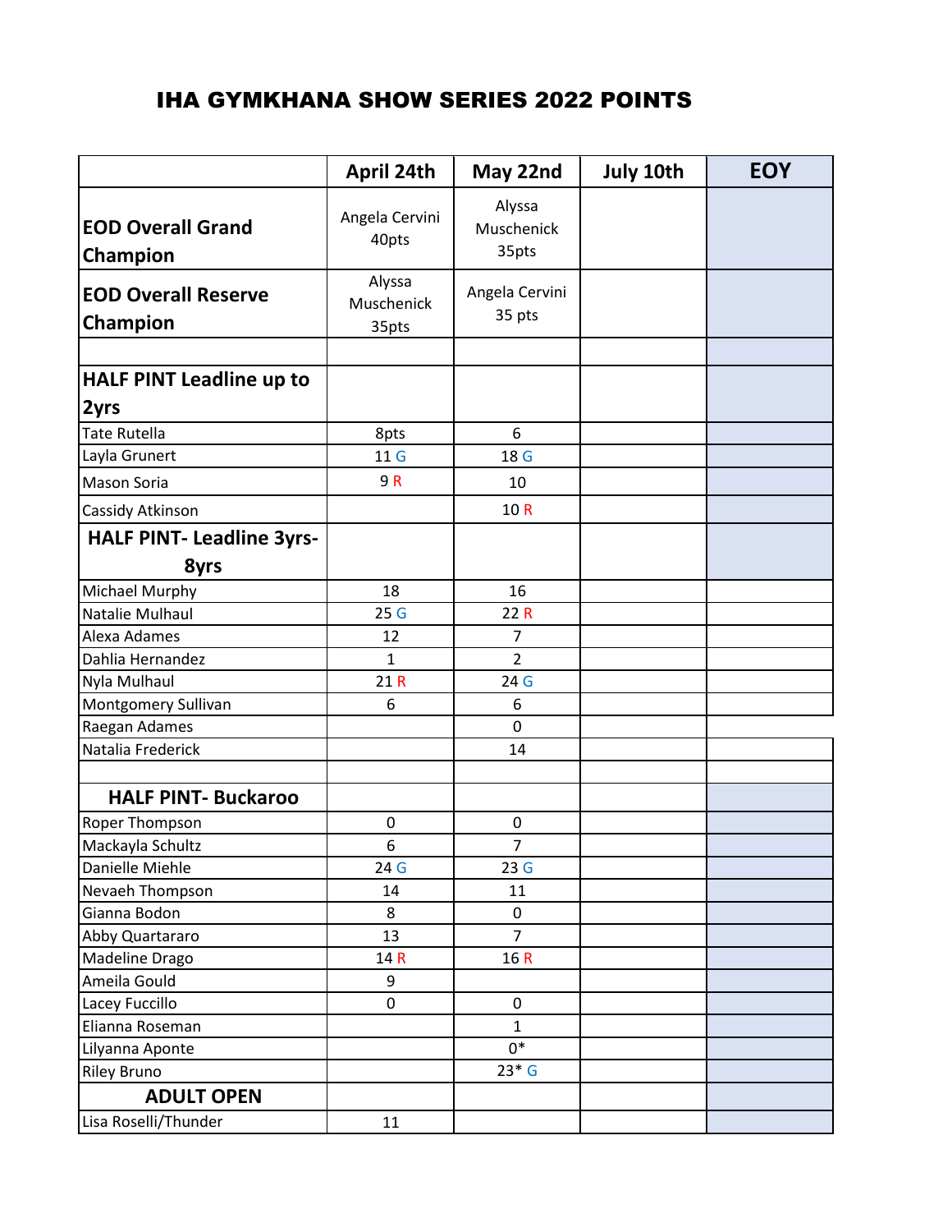# IHA GYMKHANA SHOW SERIES 2022 POINTS

| | April 24th | May 22nd | July 10th | EOY |
|---|---|---|---|---|
| **EOD Overall Grand Champion** | Angela Cervini 40pts | Alyssa Muschenick 35pts | | |
| **EOD Overall Reserve Champion** | Alyssa Muschenick 35pts | Angela Cervini 35 pts | | |
| | | | | |
| **HALF PINT Leadline up to 2yrs** | | | | |
| Tate Rutella | 8pts | 6 | | |
| Layla Grunert | 11 G | 18 G | | |
| Mason Soria | 9 R | 10 | | |
| Cassidy Atkinson | | 10 R | | |
| **HALF PINT- Leadline 3yrs-8yrs** | | | | |
| Michael Murphy | 18 | 16 | | |
| Natalie Mulhaul | 25 G | 22 R | | |
| Alexa Adames | 12 | 7 | | |
| Dahlia Hernandez | 1 | 2 | | |
| Nyla Mulhaul | 21 R | 24 G | | |
| Montgomery Sullivan | 6 | 6 | | |
| Raegan Adames | | 0 | | |
| Natalia Frederick | | 14 | | |
| | | | | |
| **HALF PINT- Buckaroo** | | | | |
| Roper Thompson | 0 | 0 | | |
| Mackayla Schultz | 6 | 7 | | |
| Danielle Miehle | 24 G | 23 G | | |
| Nevaeh Thompson | 14 | 11 | | |
| Gianna Bodon | 8 | 0 | | |
| Abby Quartararo | 13 | 7 | | |
| Madeline Drago | 14 R | 16 R | | |
| Ameila Gould | 9 | | | |
| Lacey Fuccillo | 0 | 0 | | |
| Elianna Roseman | | 1 | | |
| Lilyanna Aponte | | 0* | | |
| Riley Bruno | | 23* G | | |
| **ADULT OPEN** | | | | |
| Lisa Roselli/Thunder | 11 | | | |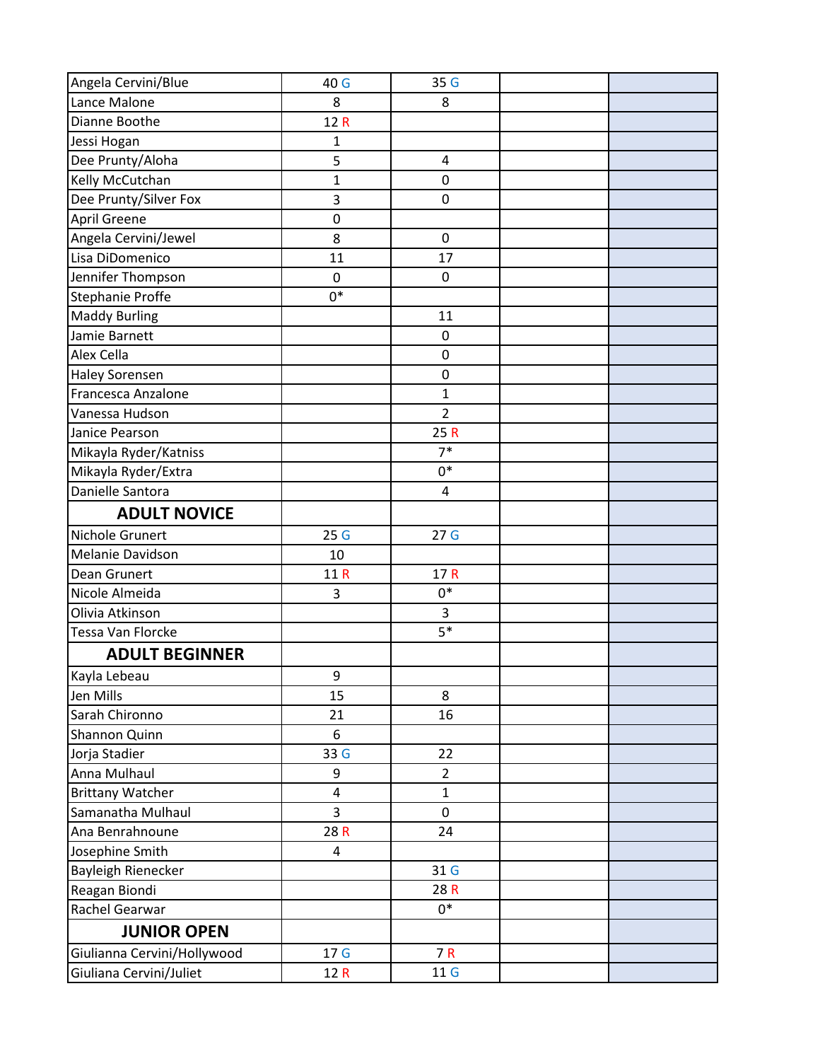| | | | | |
|---|---|---|---|---|
| Angela Cervini/Blue | 40 G | 35 G | | |
| Lance Malone | 8 | 8 | | |
| Dianne Boothe | 12 R | | | |
| Jessi Hogan | 1 | | | |
| Dee Prunty/Aloha | 5 | 4 | | |
| Kelly McCutchan | 1 | 0 | | |
| Dee Prunty/Silver Fox | 3 | 0 | | |
| April Greene | 0 | | | |
| Angela Cervini/Jewel | 8 | 0 | | |
| Lisa DiDomenico | 11 | 17 | | |
| Jennifer Thompson | 0 | 0 | | |
| Stephanie Proffe | 0* | | | |
| Maddy Burling | | 11 | | |
| Jamie Barnett | | 0 | | |
| Alex Cella | | 0 | | |
| Haley Sorensen | | 0 | | |
| Francesca Anzalone | | 1 | | |
| Vanessa Hudson | | 2 | | |
| Janice Pearson | | 25 R | | |
| Mikayla Ryder/Katniss | | 7* | | |
| Mikayla Ryder/Extra | | 0* | | |
| Danielle Santora | | 4 | | |
| **ADULT NOVICE** | | | | |
| Nichole Grunert | 25 G | 27 G | | |
| Melanie Davidson | 10 | | | |
| Dean Grunert | 11 R | 17 R | | |
| Nicole Almeida | 3 | 0* | | |
| Olivia Atkinson | | 3 | | |
| Tessa Van Florcke | | 5* | | |
| **ADULT BEGINNER** | | | | |
| Kayla Lebeau | 9 | | | |
| Jen Mills | 15 | 8 | | |
| Sarah Chironno | 21 | 16 | | |
| Shannon Quinn | 6 | | | |
| Jorja Stadier | 33 G | 22 | | |
| Anna Mulhaul | 9 | 2 | | |
| Brittany Watcher | 4 | 1 | | |
| Samanatha Mulhaul | 3 | 0 | | |
| Ana Benrahnoune | 28 R | 24 | | |
| Josephine Smith | 4 | | | |
| Bayleigh Rienecker | | 31 G | | |
| Reagan Biondi | | 28 R | | |
| Rachel Gearwar | | 0* | | |
| **JUNIOR OPEN** | | | | |
| Giulianna Cervini/Hollywood | 17 G | 7 R | | |
| Giuliana Cervini/Juliet | 12 R | 11 G | | |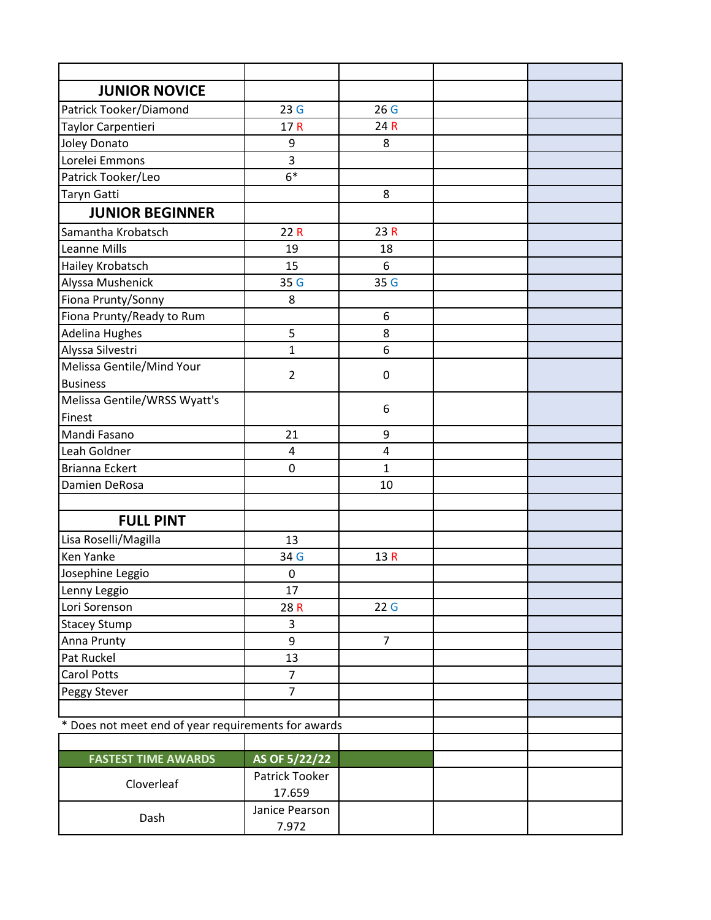| | | | | |
|---|---|---|---|---|
| **JUNIOR NOVICE** | | | | |
| Patrick Tooker/Diamond | 23 G | 26 G | | |
| Taylor Carpentieri | 17 R | 24 R | | |
| Joley Donato | 9 | 8 | | |
| Lorelei Emmons | 3 | | | |
| Patrick Tooker/Leo | 6* | | | |
| Taryn Gatti | | 8 | | |
| **JUNIOR BEGINNER** | | | | |
| Samantha Krobatsch | 22 R | 23 R | | |
| Leanne Mills | 19 | 18 | | |
| Hailey Krobatsch | 15 | 6 | | |
| Alyssa Mushenick | 35 G | 35 G | | |
| Fiona Prunty/Sonny | 8 | | | |
| Fiona Prunty/Ready to Rum | | 6 | | |
| Adelina Hughes | 5 | 8 | | |
| Alyssa Silvestri | 1 | 6 | | |
| Melissa Gentile/Mind Your Business | 2 | 0 | | |
| Melissa Gentile/WRSS Wyatt's Finest | | 6 | | |
| Mandi Fasano | 21 | 9 | | |
| Leah Goldner | 4 | 4 | | |
| Brianna Eckert | 0 | 1 | | |
| Damien DeRosa | | 10 | | |
| | | | | |
| **FULL PINT** | | | | |
| Lisa Roselli/Magilla | 13 | | | |
| Ken Yanke | 34 G | 13 R | | |
| Josephine Leggio | 0 | | | |
| Lenny Leggio | 17 | | | |
| Lori Sorenson | 28 R | 22 G | | |
| Stacey Stump | 3 | | | |
| Anna Prunty | 9 | 7 | | |
| Pat Ruckel | 13 | | | |
| Carol Potts | 7 | | | |
| Peggy Stever | 7 | | | |

* Does not meet end of year requirements for awards

| FASTEST TIME AWARDS | AS OF 5/22/22 |
|---|---|
| Cloverleaf | Patrick Tooker 17.659 |
| Dash | Janice Pearson 7.972 |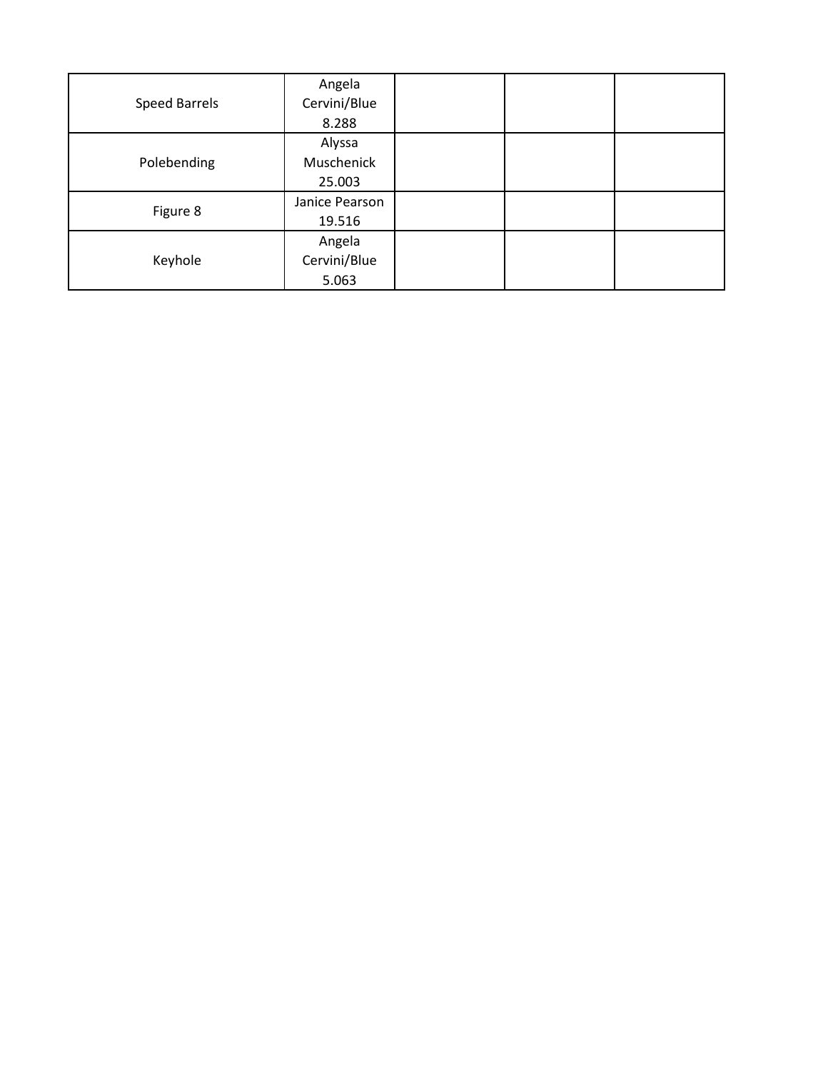| | | | | |
|---|---|---|---|---|
| Speed Barrels | Angela Cervini/Blue 8.288 | | | |
| Polebending | Alyssa Muschenick 25.003 | | | |
| Figure 8 | Janice Pearson 19.516 | | | |
| Keyhole | Angela Cervini/Blue 5.063 | | | |